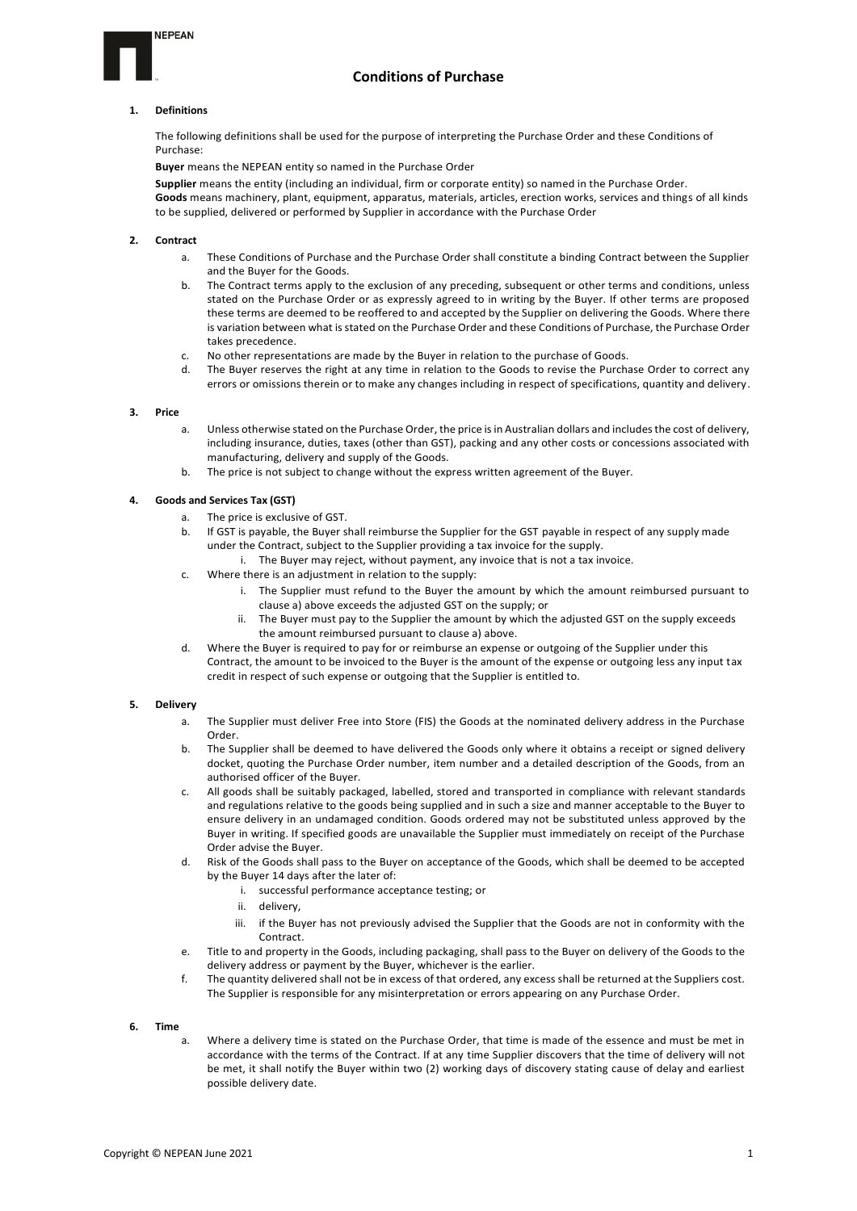NEPEAN

# Conditions of Purchase

## 1. Definitions

The following definitions shall be used for the purpose of interpreting the Purchase Order and these Conditions of Purchase:

**Buyer** means the NEPEAN entity so named in the Purchase Order

**Supplier** means the entity (including an individual, firm or corporate entity) so named in the Purchase Order.

**Goods** means machinery, plant, equipment, apparatus, materials, articles, erection works, services and things of all kinds to be supplied, delivered or performed by Supplier in accordance with the Purchase Order

## 2. Contract

a. These Conditions of Purchase and the Purchase Order shall constitute a binding Contract between the Supplier and the Buyer for the Goods.

b. The Contract terms apply to the exclusion of any preceding, subsequent or other terms and conditions, unless stated on the Purchase Order or as expressly agreed to in writing by the Buyer. If other terms are proposed these terms are deemed to be reoffered to and accepted by the Supplier on delivering the Goods. Where there is variation between what is stated on the Purchase Order and these Conditions of Purchase, the Purchase Order takes precedence.

c. No other representations are made by the Buyer in relation to the purchase of Goods.

d. The Buyer reserves the right at any time in relation to the Goods to revise the Purchase Order to correct any errors or omissions therein or to make any changes including in respect of specifications, quantity and delivery.

## 3. Price

a. Unless otherwise stated on the Purchase Order, the price is in Australian dollars and includes the cost of delivery, including insurance, duties, taxes (other than GST), packing and any other costs or concessions associated with manufacturing, delivery and supply of the Goods.

b. The price is not subject to change without the express written agreement of the Buyer.

## 4. Goods and Services Tax (GST)

a. The price is exclusive of GST.

b. If GST is payable, the Buyer shall reimburse the Supplier for the GST payable in respect of any supply made under the Contract, subject to the Supplier providing a tax invoice for the supply.
   i. The Buyer may reject, without payment, any invoice that is not a tax invoice.

c. Where there is an adjustment in relation to the supply:
   i. The Supplier must refund to the Buyer the amount by which the amount reimbursed pursuant to clause a) above exceeds the adjusted GST on the supply; or
   ii. The Buyer must pay to the Supplier the amount by which the adjusted GST on the supply exceeds the amount reimbursed pursuant to clause a) above.

d. Where the Buyer is required to pay for or reimburse an expense or outgoing of the Supplier under this Contract, the amount to be invoiced to the Buyer is the amount of the expense or outgoing less any input tax credit in respect of such expense or outgoing that the Supplier is entitled to.

## 5. Delivery

a. The Supplier must deliver Free into Store (FIS) the Goods at the nominated delivery address in the Purchase Order.

b. The Supplier shall be deemed to have delivered the Goods only where it obtains a receipt or signed delivery docket, quoting the Purchase Order number, item number and a detailed description of the Goods, from an authorised officer of the Buyer.

c. All goods shall be suitably packaged, labelled, stored and transported in compliance with relevant standards and regulations relative to the goods being supplied and in such a size and manner acceptable to the Buyer to ensure delivery in an undamaged condition. Goods ordered may not be substituted unless approved by the Buyer in writing. If specified goods are unavailable the Supplier must immediately on receipt of the Purchase Order advise the Buyer.

d. Risk of the Goods shall pass to the Buyer on acceptance of the Goods, which shall be deemed to be accepted by the Buyer 14 days after the later of:
   i. successful performance acceptance testing; or
   ii. delivery,
   iii. if the Buyer has not previously advised the Supplier that the Goods are not in conformity with the Contract.

e. Title to and property in the Goods, including packaging, shall pass to the Buyer on delivery of the Goods to the delivery address or payment by the Buyer, whichever is the earlier.

f. The quantity delivered shall not be in excess of that ordered, any excess shall be returned at the Suppliers cost. The Supplier is responsible for any misinterpretation or errors appearing on any Purchase Order.

## 6. Time

a. Where a delivery time is stated on the Purchase Order, that time is made of the essence and must be met in accordance with the terms of the Contract. If at any time Supplier discovers that the time of delivery will not be met, it shall notify the Buyer within two (2) working days of discovery stating cause of delay and earliest possible delivery date.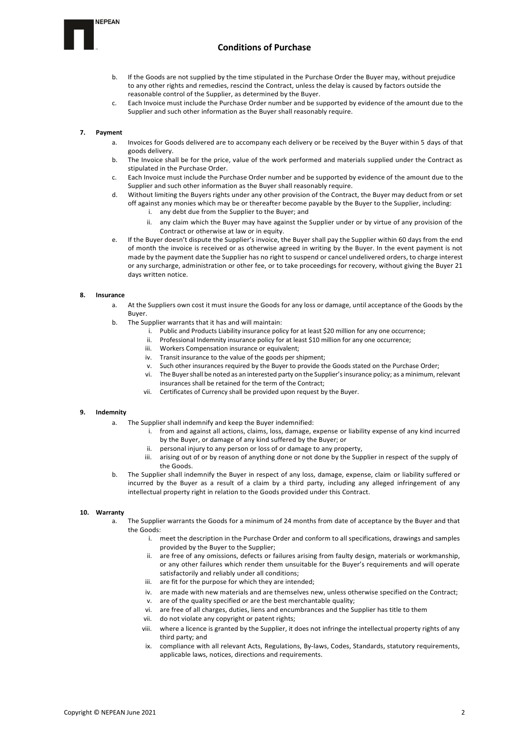b. If the Goods are not supplied by the time stipulated in the Purchase Order the Buyer may, without prejudice to any other rights and remedies, rescind the Contract, unless the delay is caused by factors outside the reasonable control of the Supplier, as determined by the Buyer.

c. Each Invoice must include the Purchase Order number and be supported by evidence of the amount due to the Supplier and such other information as the Buyer shall reasonably require.

**7. Payment**

a. Invoices for Goods delivered are to accompany each delivery or be received by the Buyer within 5 days of that goods delivery.

b. The Invoice shall be for the price, value of the work performed and materials supplied under the Contract as stipulated in the Purchase Order.

c. Each Invoice must include the Purchase Order number and be supported by evidence of the amount due to the Supplier and such other information as the Buyer shall reasonably require.

d. Without limiting the Buyers rights under any other provision of the Contract, the Buyer may deduct from or set off against any monies which may be or thereafter become payable by the Buyer to the Supplier, including:

   i. any debt due from the Supplier to the Buyer; and

   ii. any claim which the Buyer may have against the Supplier under or by virtue of any provision of the Contract or otherwise at law or in equity.

e. If the Buyer doesn't dispute the Supplier's invoice, the Buyer shall pay the Supplier within 60 days from the end of month the invoice is received or as otherwise agreed in writing by the Buyer. In the event payment is not made by the payment date the Supplier has no right to suspend or cancel undelivered orders, to charge interest or any surcharge, administration or other fee, or to take proceedings for recovery, without giving the Buyer 21 days written notice.

**8. Insurance**

a. At the Suppliers own cost it must insure the Goods for any loss or damage, until acceptance of the Goods by the Buyer.

b. The Supplier warrants that it has and will maintain:

   i. Public and Products Liability insurance policy for at least $20 million for any one occurrence;

   ii. Professional Indemnity insurance policy for at least $10 million for any one occurrence;

   iii. Workers Compensation insurance or equivalent;

   iv. Transit insurance to the value of the goods per shipment;

   v. Such other insurances required by the Buyer to provide the Goods stated on the Purchase Order;

   vi. The Buyer shall be noted as an interested party on the Supplier's insurance policy; as a minimum, relevant insurances shall be retained for the term of the Contract;

   vii. Certificates of Currency shall be provided upon request by the Buyer.

**9. Indemnity**

a. The Supplier shall indemnify and keep the Buyer indemnified:

   i. from and against all actions, claims, loss, damage, expense or liability expense of any kind incurred by the Buyer, or damage of any kind suffered by the Buyer; or

   ii. personal injury to any person or loss of or damage to any property,

   iii. arising out of or by reason of anything done or not done by the Supplier in respect of the supply of the Goods.

b. The Supplier shall indemnify the Buyer in respect of any loss, damage, expense, claim or liability suffered or incurred by the Buyer as a result of a claim by a third party, including any alleged infringement of any intellectual property right in relation to the Goods provided under this Contract.

**10. Warranty**

a. The Supplier warrants the Goods for a minimum of 24 months from date of acceptance by the Buyer and that the Goods:

   i. meet the description in the Purchase Order and conform to all specifications, drawings and samples provided by the Buyer to the Supplier;

   ii. are free of any omissions, defects or failures arising from faulty design, materials or workmanship, or any other failures which render them unsuitable for the Buyer's requirements and will operate satisfactorily and reliably under all conditions;

   iii. are fit for the purpose for which they are intended;

   iv. are made with new materials and are themselves new, unless otherwise specified on the Contract;

   v. are of the quality specified or are the best merchantable quality;

   vi. are free of all charges, duties, liens and encumbrances and the Supplier has title to them

   vii. do not violate any copyright or patent rights;

   viii. where a licence is granted by the Supplier, it does not infringe the intellectual property rights of any third party; and

   ix. compliance with all relevant Acts, Regulations, By-laws, Codes, Standards, statutory requirements, applicable laws, notices, directions and requirements.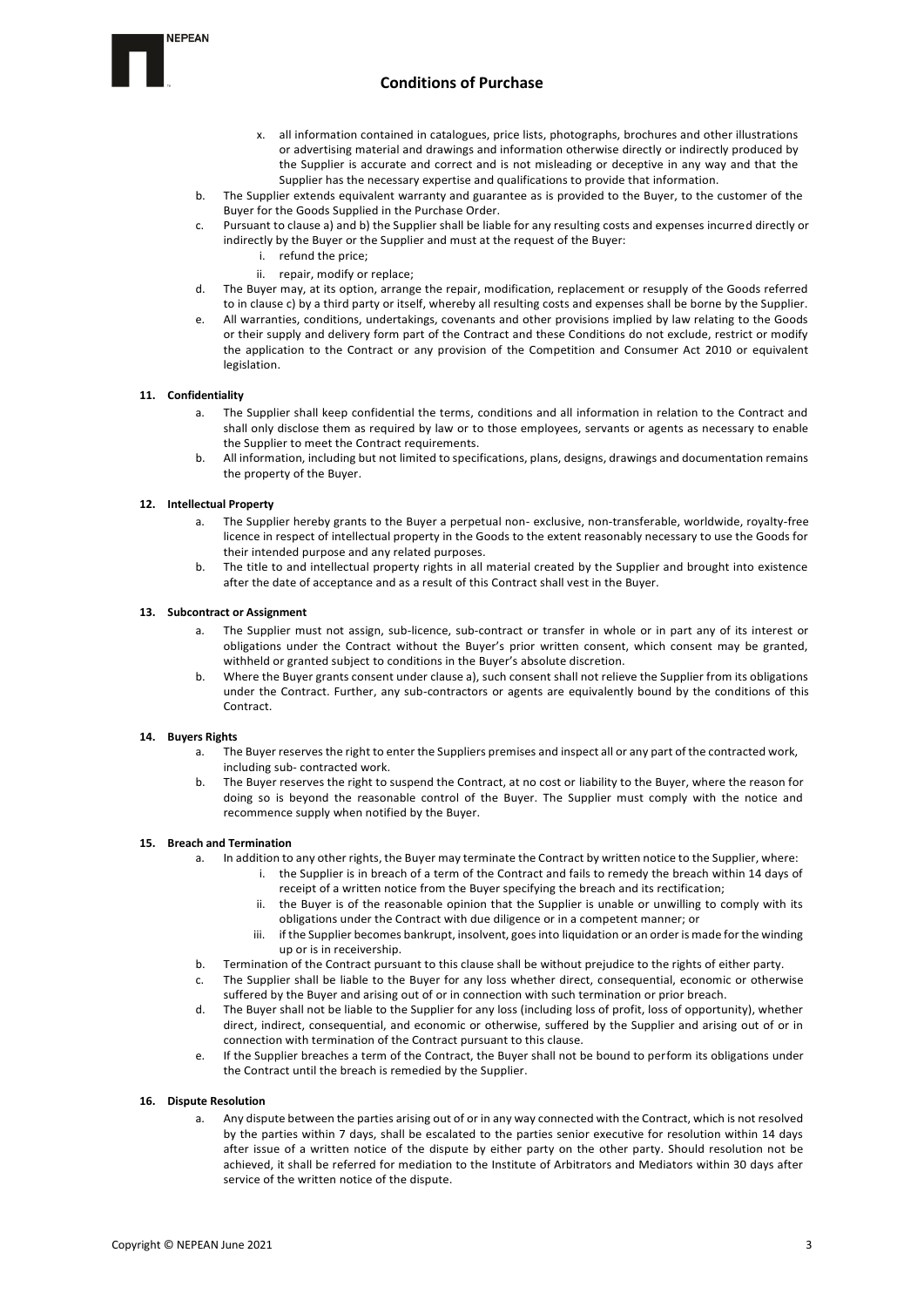x. all information contained in catalogues, price lists, photographs, brochures and other illustrations or advertising material and drawings and information otherwise directly or indirectly produced by the Supplier is accurate and correct and is not misleading or deceptive in any way and that the Supplier has the necessary expertise and qualifications to provide that information.

b. The Supplier extends equivalent warranty and guarantee as is provided to the Buyer, to the customer of the Buyer for the Goods Supplied in the Purchase Order.

c. Pursuant to clause a) and b) the Supplier shall be liable for any resulting costs and expenses incurred directly or indirectly by the Buyer or the Supplier and must at the request of the Buyer:
   i. refund the price;
   ii. repair, modify or replace;

d. The Buyer may, at its option, arrange the repair, modification, replacement or resupply of the Goods referred to in clause c) by a third party or itself, whereby all resulting costs and expenses shall be borne by the Supplier.

e. All warranties, conditions, undertakings, covenants and other provisions implied by law relating to the Goods or their supply and delivery form part of the Contract and these Conditions do not exclude, restrict or modify the application to the Contract or any provision of the Competition and Consumer Act 2010 or equivalent legislation.

**11. Confidentiality**

a. The Supplier shall keep confidential the terms, conditions and all information in relation to the Contract and shall only disclose them as required by law or to those employees, servants or agents as necessary to enable the Supplier to meet the Contract requirements.

b. All information, including but not limited to specifications, plans, designs, drawings and documentation remains the property of the Buyer.

**12. Intellectual Property**

a. The Supplier hereby grants to the Buyer a perpetual non- exclusive, non-transferable, worldwide, royalty-free licence in respect of intellectual property in the Goods to the extent reasonably necessary to use the Goods for their intended purpose and any related purposes.

b. The title to and intellectual property rights in all material created by the Supplier and brought into existence after the date of acceptance and as a result of this Contract shall vest in the Buyer.

**13. Subcontract or Assignment**

a. The Supplier must not assign, sub-licence, sub-contract or transfer in whole or in part any of its interest or obligations under the Contract without the Buyer's prior written consent, which consent may be granted, withheld or granted subject to conditions in the Buyer's absolute discretion.

b. Where the Buyer grants consent under clause a), such consent shall not relieve the Supplier from its obligations under the Contract. Further, any sub-contractors or agents are equivalently bound by the conditions of this Contract.

**14. Buyers Rights**

a. The Buyer reserves the right to enter the Suppliers premises and inspect all or any part of the contracted work, including sub- contracted work.

b. The Buyer reserves the right to suspend the Contract, at no cost or liability to the Buyer, where the reason for doing so is beyond the reasonable control of the Buyer. The Supplier must comply with the notice and recommence supply when notified by the Buyer.

**15. Breach and Termination**

a. In addition to any other rights, the Buyer may terminate the Contract by written notice to the Supplier, where:
   i. the Supplier is in breach of a term of the Contract and fails to remedy the breach within 14 days of receipt of a written notice from the Buyer specifying the breach and its rectification;
   ii. the Buyer is of the reasonable opinion that the Supplier is unable or unwilling to comply with its obligations under the Contract with due diligence or in a competent manner; or
   iii. if the Supplier becomes bankrupt, insolvent, goes into liquidation or an order is made for the winding up or is in receivership.

b. Termination of the Contract pursuant to this clause shall be without prejudice to the rights of either party.

c. The Supplier shall be liable to the Buyer for any loss whether direct, consequential, economic or otherwise suffered by the Buyer and arising out of or in connection with such termination or prior breach.

d. The Buyer shall not be liable to the Supplier for any loss (including loss of profit, loss of opportunity), whether direct, indirect, consequential, and economic or otherwise, suffered by the Supplier and arising out of or in connection with termination of the Contract pursuant to this clause.

e. If the Supplier breaches a term of the Contract, the Buyer shall not be bound to perform its obligations under the Contract until the breach is remedied by the Supplier.

**16. Dispute Resolution**

a. Any dispute between the parties arising out of or in any way connected with the Contract, which is not resolved by the parties within 7 days, shall be escalated to the parties senior executive for resolution within 14 days after issue of a written notice of the dispute by either party on the other party. Should resolution not be achieved, it shall be referred for mediation to the Institute of Arbitrators and Mediators within 30 days after service of the written notice of the dispute.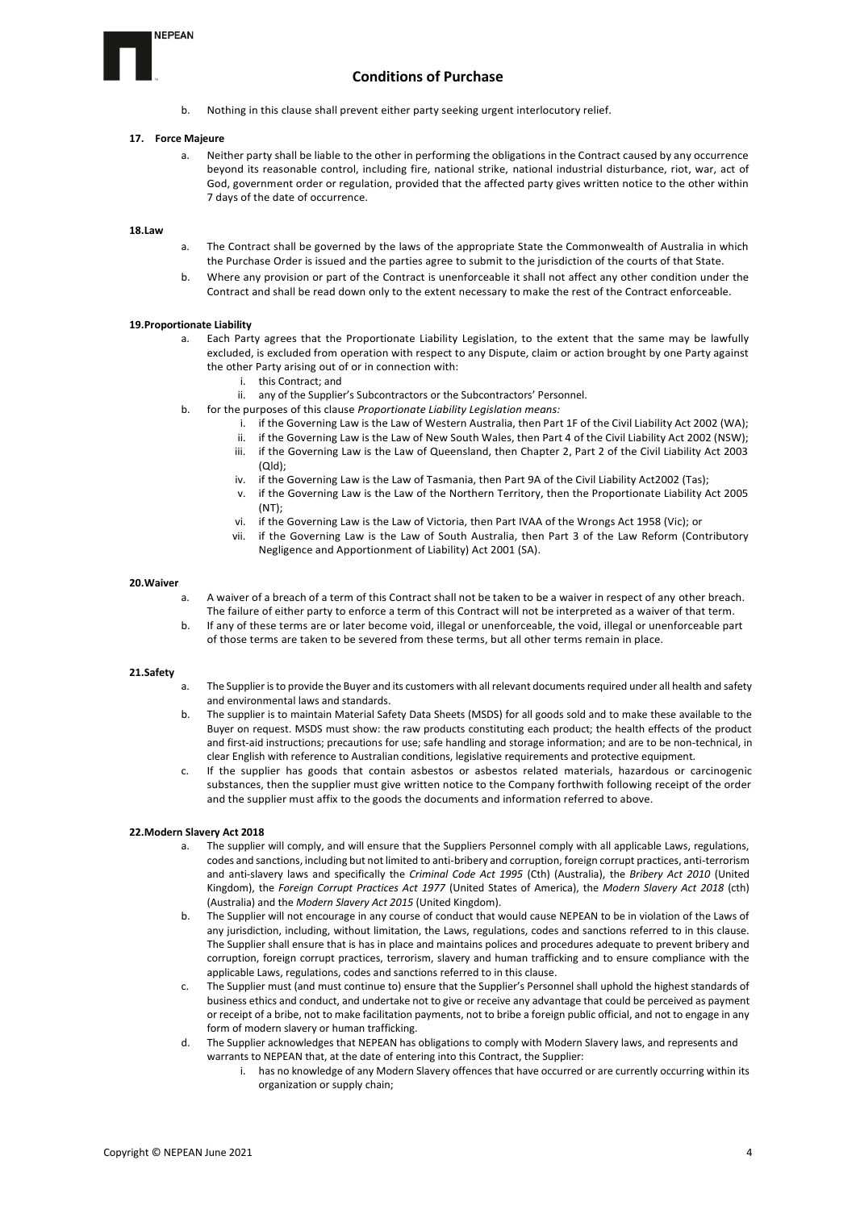b. Nothing in this clause shall prevent either party seeking urgent interlocutory relief.

**17. Force Majeure**

a. Neither party shall be liable to the other in performing the obligations in the Contract caused by any occurrence beyond its reasonable control, including fire, national strike, national industrial disturbance, riot, war, act of God, government order or regulation, provided that the affected party gives written notice to the other within 7 days of the date of occurrence.

**18.Law**

a. The Contract shall be governed by the laws of the appropriate State the Commonwealth of Australia in which the Purchase Order is issued and the parties agree to submit to the jurisdiction of the courts of that State.

b. Where any provision or part of the Contract is unenforceable it shall not affect any other condition under the Contract and shall be read down only to the extent necessary to make the rest of the Contract enforceable.

**19.Proportionate Liability**

a. Each Party agrees that the Proportionate Liability Legislation, to the extent that the same may be lawfully excluded, is excluded from operation with respect to any Dispute, claim or action brought by one Party against the other Party arising out of or in connection with:
   i. this Contract; and
   ii. any of the Supplier's Subcontractors or the Subcontractors' Personnel.

b. for the purposes of this clause *Proportionate Liability Legislation means:*
   i. if the Governing Law is the Law of Western Australia, then Part 1F of the Civil Liability Act 2002 (WA);
   ii. if the Governing Law is the Law of New South Wales, then Part 4 of the Civil Liability Act 2002 (NSW);
   iii. if the Governing Law is the Law of Queensland, then Chapter 2, Part 2 of the Civil Liability Act 2003 (Qld);
   iv. if the Governing Law is the Law of Tasmania, then Part 9A of the Civil Liability Act2002 (Tas);
   v. if the Governing Law is the Law of the Northern Territory, then the Proportionate Liability Act 2005 (NT);
   vi. if the Governing Law is the Law of Victoria, then Part IVAA of the Wrongs Act 1958 (Vic); or
   vii. if the Governing Law is the Law of South Australia, then Part 3 of the Law Reform (Contributory Negligence and Apportionment of Liability) Act 2001 (SA).

**20.Waiver**

a. A waiver of a breach of a term of this Contract shall not be taken to be a waiver in respect of any other breach. The failure of either party to enforce a term of this Contract will not be interpreted as a waiver of that term.

b. If any of these terms are or later become void, illegal or unenforceable, the void, illegal or unenforceable part of those terms are taken to be severed from these terms, but all other terms remain in place.

**21.Safety**

a. The Supplier is to provide the Buyer and its customers with all relevant documents required under all health and safety and environmental laws and standards.

b. The supplier is to maintain Material Safety Data Sheets (MSDS) for all goods sold and to make these available to the Buyer on request. MSDS must show: the raw products constituting each product; the health effects of the product and first-aid instructions; precautions for use; safe handling and storage information; and are to be non-technical, in clear English with reference to Australian conditions, legislative requirements and protective equipment.

c. If the supplier has goods that contain asbestos or asbestos related materials, hazardous or carcinogenic substances, then the supplier must give written notice to the Company forthwith following receipt of the order and the supplier must affix to the goods the documents and information referred to above.

**22.Modern Slavery Act 2018**

a. The supplier will comply, and will ensure that the Suppliers Personnel comply with all applicable Laws, regulations, codes and sanctions, including but not limited to anti-bribery and corruption, foreign corrupt practices, anti-terrorism and anti-slavery laws and specifically the *Criminal Code Act 1995* (Cth) (Australia), the *Bribery Act 2010* (United Kingdom), the *Foreign Corrupt Practices Act 1977* (United States of America), the *Modern Slavery Act 2018* (cth) (Australia) and the *Modern Slavery Act 2015* (United Kingdom).

b. The Supplier will not encourage in any course of conduct that would cause NEPEAN to be in violation of the Laws of any jurisdiction, including, without limitation, the Laws, regulations, codes and sanctions referred to in this clause. The Supplier shall ensure that is has in place and maintains polices and procedures adequate to prevent bribery and corruption, foreign corrupt practices, terrorism, slavery and human trafficking and to ensure compliance with the applicable Laws, regulations, codes and sanctions referred to in this clause.

c. The Supplier must (and must continue to) ensure that the Supplier's Personnel shall uphold the highest standards of business ethics and conduct, and undertake not to give or receive any advantage that could be perceived as payment or receipt of a bribe, not to make facilitation payments, not to bribe a foreign public official, and not to engage in any form of modern slavery or human trafficking.

d. The Supplier acknowledges that NEPEAN has obligations to comply with Modern Slavery laws, and represents and warrants to NEPEAN that, at the date of entering into this Contract, the Supplier:
   i. has no knowledge of any Modern Slavery offences that have occurred or are currently occurring within its organization or supply chain;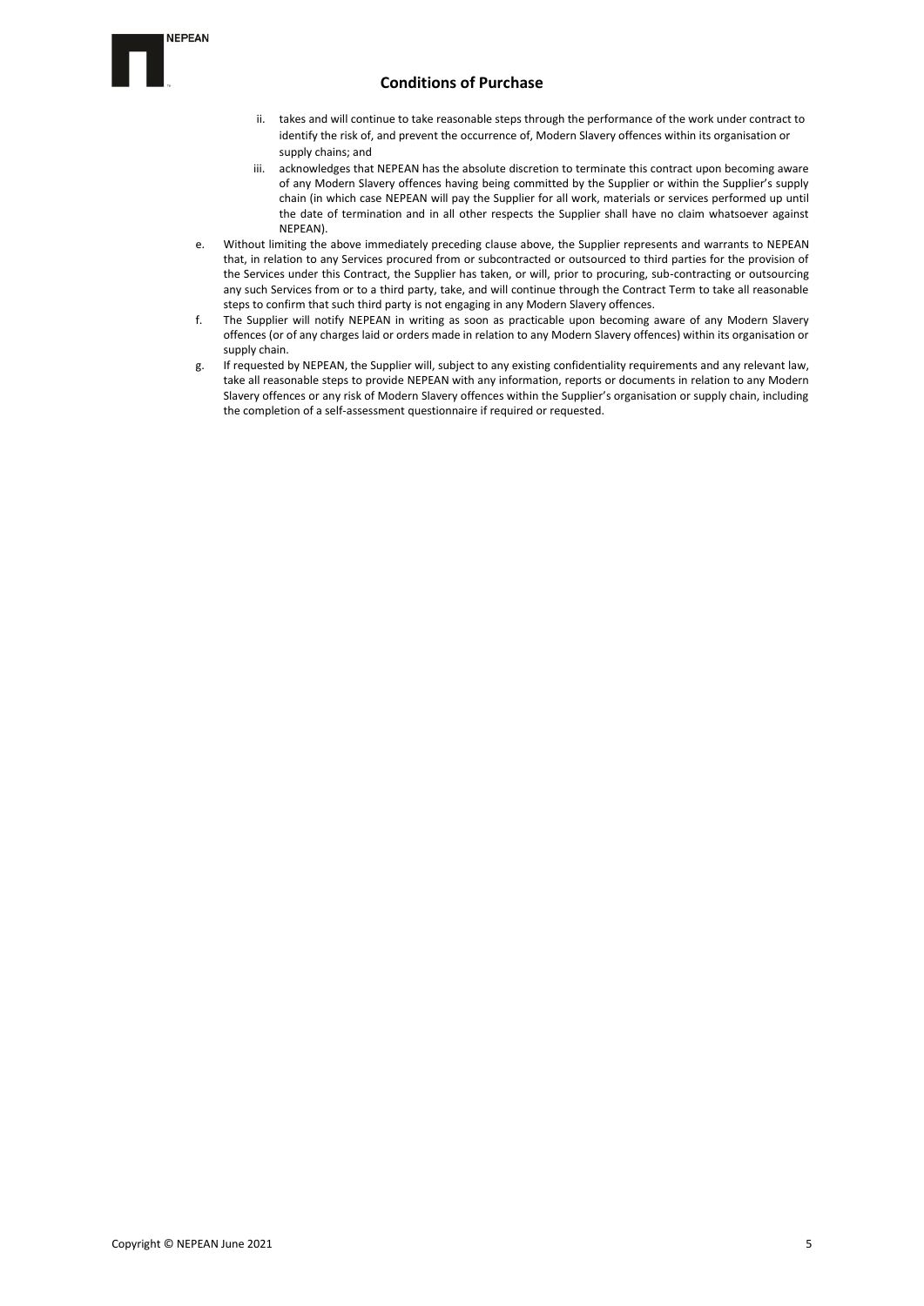ii. takes and will continue to take reasonable steps through the performance of the work under contract to identify the risk of, and prevent the occurrence of, Modern Slavery offences within its organisation or supply chains; and

iii. acknowledges that NEPEAN has the absolute discretion to terminate this contract upon becoming aware of any Modern Slavery offences having being committed by the Supplier or within the Supplier's supply chain (in which case NEPEAN will pay the Supplier for all work, materials or services performed up until the date of termination and in all other respects the Supplier shall have no claim whatsoever against NEPEAN).

e. Without limiting the above immediately preceding clause above, the Supplier represents and warrants to NEPEAN that, in relation to any Services procured from or subcontracted or outsourced to third parties for the provision of the Services under this Contract, the Supplier has taken, or will, prior to procuring, sub-contracting or outsourcing any such Services from or to a third party, take, and will continue through the Contract Term to take all reasonable steps to confirm that such third party is not engaging in any Modern Slavery offences.

f. The Supplier will notify NEPEAN in writing as soon as practicable upon becoming aware of any Modern Slavery offences (or of any charges laid or orders made in relation to any Modern Slavery offences) within its organisation or supply chain.

g. If requested by NEPEAN, the Supplier will, subject to any existing confidentiality requirements and any relevant law, take all reasonable steps to provide NEPEAN with any information, reports or documents in relation to any Modern Slavery offences or any risk of Modern Slavery offences within the Supplier's organisation or supply chain, including the completion of a self-assessment questionnaire if required or requested.